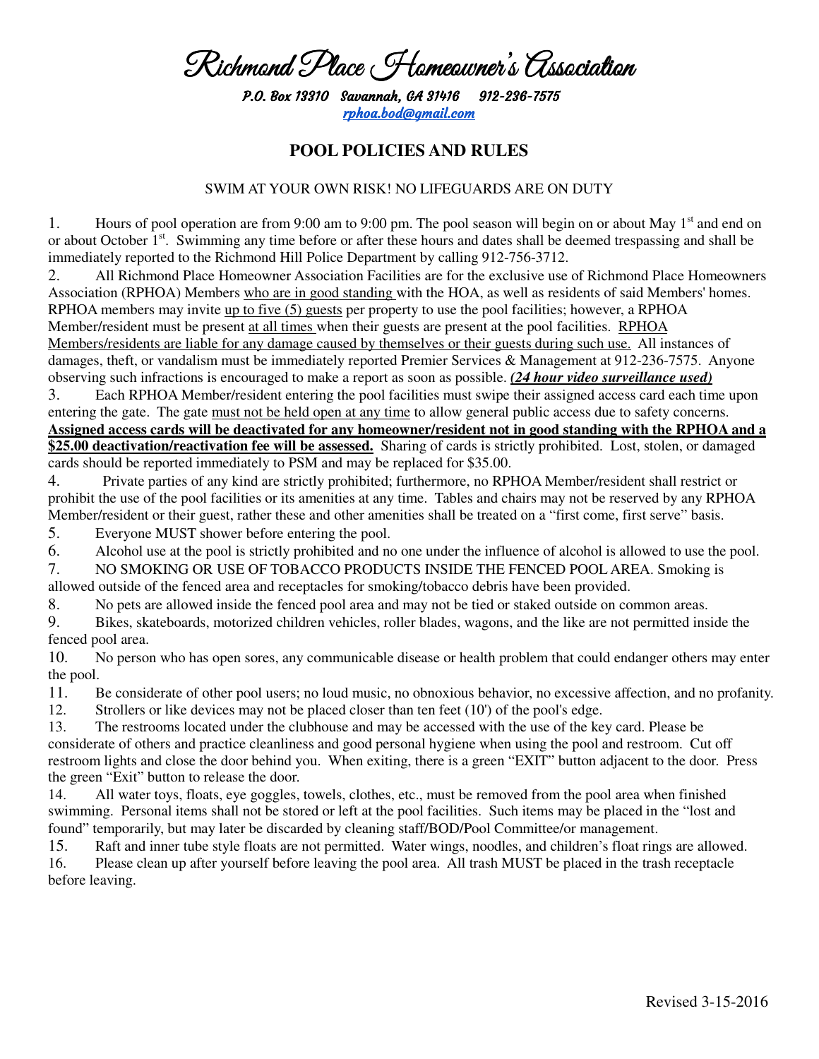# Richmond Place Homeowner's Association

***P.O. Box 13310 Savannah, GA 31416 912-236-7575***
*rphoa.bod@gmail.com*

## POOL POLICIES AND RULES

SWIM AT YOUR OWN RISK! NO LIFEGUARDS ARE ON DUTY

1. Hours of pool operation are from 9:00 am to 9:00 pm. The pool season will begin on or about May 1st and end on or about October 1st. Swimming any time before or after these hours and dates shall be deemed trespassing and shall be immediately reported to the Richmond Hill Police Department by calling 912-756-3712.
2. All Richmond Place Homeowner Association Facilities are for the exclusive use of Richmond Place Homeowners Association (RPHOA) Members who are in good standing with the HOA, as well as residents of said Members' homes. RPHOA members may invite up to five (5) guests per property to use the pool facilities; however, a RPHOA Member/resident must be present at all times when their guests are present at the pool facilities. RPHOA Members/residents are liable for any damage caused by themselves or their guests during such use. All instances of damages, theft, or vandalism must be immediately reported Premier Services & Management at 912-236-7575. Anyone observing such infractions is encouraged to make a report as soon as possible. ***(24 hour video surveillance used)***
3. Each RPHOA Member/resident entering the pool facilities must swipe their assigned access card each time upon entering the gate. The gate must not be held open at any time to allow general public access due to safety concerns. **Assigned access cards will be deactivated for any homeowner/resident not in good standing with the RPHOA and a $25.00 deactivation/reactivation fee will be assessed.** Sharing of cards is strictly prohibited. Lost, stolen, or damaged cards should be reported immediately to PSM and may be replaced for $35.00.
4. Private parties of any kind are strictly prohibited; furthermore, no RPHOA Member/resident shall restrict or prohibit the use of the pool facilities or its amenities at any time. Tables and chairs may not be reserved by any RPHOA Member/resident or their guest, rather these and other amenities shall be treated on a "first come, first serve" basis.
5. Everyone MUST shower before entering the pool.
6. Alcohol use at the pool is strictly prohibited and no one under the influence of alcohol is allowed to use the pool.
7. NO SMOKING OR USE OF TOBACCO PRODUCTS INSIDE THE FENCED POOL AREA. Smoking is allowed outside of the fenced area and receptacles for smoking/tobacco debris have been provided.
8. No pets are allowed inside the fenced pool area and may not be tied or staked outside on common areas.
9. Bikes, skateboards, motorized children vehicles, roller blades, wagons, and the like are not permitted inside the fenced pool area.
10. No person who has open sores, any communicable disease or health problem that could endanger others may enter the pool.
11. Be considerate of other pool users; no loud music, no obnoxious behavior, no excessive affection, and no profanity.
12. Strollers or like devices may not be placed closer than ten feet (10') of the pool's edge.
13. The restrooms located under the clubhouse and may be accessed with the use of the key card. Please be considerate of others and practice cleanliness and good personal hygiene when using the pool and restroom. Cut off restroom lights and close the door behind you. When exiting, there is a green "EXIT" button adjacent to the door. Press the green "Exit" button to release the door.
14. All water toys, floats, eye goggles, towels, clothes, etc., must be removed from the pool area when finished swimming. Personal items shall not be stored or left at the pool facilities. Such items may be placed in the "lost and found" temporarily, but may later be discarded by cleaning staff/BOD/Pool Committee/or management.
15. Raft and inner tube style floats are not permitted. Water wings, noodles, and children's float rings are allowed.
16. Please clean up after yourself before leaving the pool area. All trash MUST be placed in the trash receptacle before leaving.

Revised 3-15-2016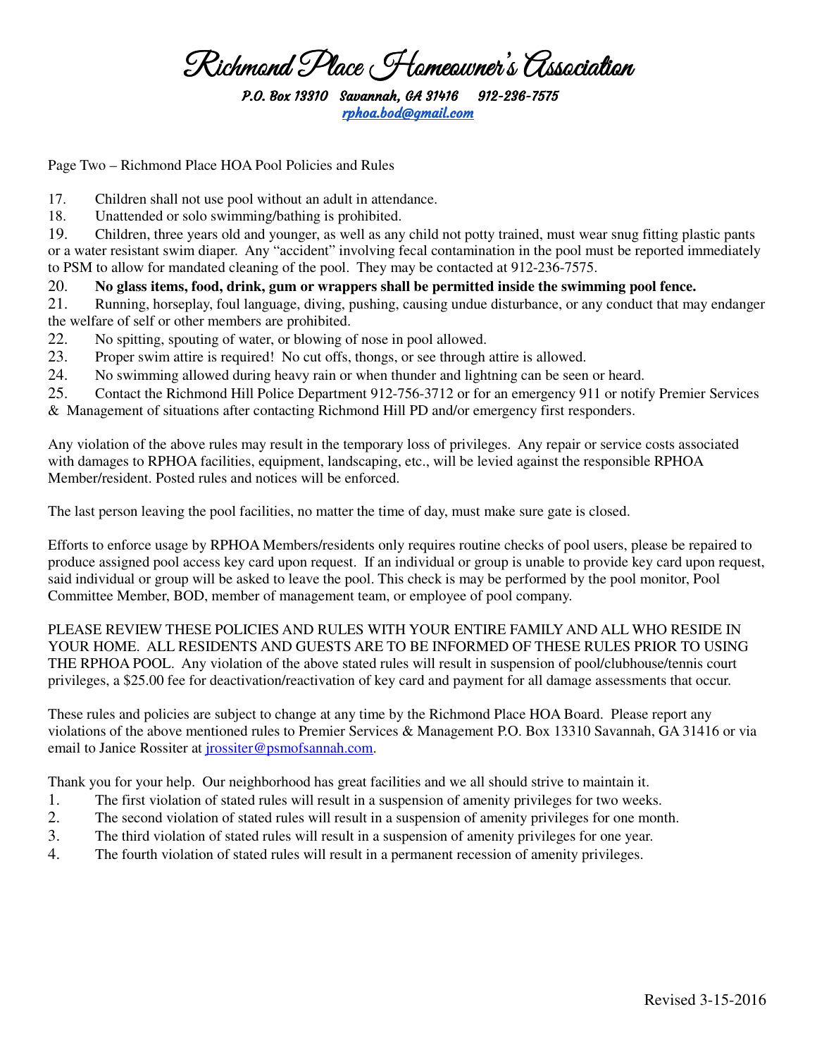# Richmond Place Homeowner's Association

***P.O. Box 13310 Savannah, GA 31416 912-236-7575***
***rphoa.bod@gmail.com***

Page Two – Richmond Place HOA Pool Policies and Rules

17. Children shall not use pool without an adult in attendance.
18. Unattended or solo swimming/bathing is prohibited.
19. Children, three years old and younger, as well as any child not potty trained, must wear snug fitting plastic pants or a water resistant swim diaper. Any "accident" involving fecal contamination in the pool must be reported immediately to PSM to allow for mandated cleaning of the pool. They may be contacted at 912-236-7575.
20. **No glass items, food, drink, gum or wrappers shall be permitted inside the swimming pool fence.**
21. Running, horseplay, foul language, diving, pushing, causing undue disturbance, or any conduct that may endanger the welfare of self or other members are prohibited.
22. No spitting, spouting of water, or blowing of nose in pool allowed.
23. Proper swim attire is required! No cut offs, thongs, or see through attire is allowed.
24. No swimming allowed during heavy rain or when thunder and lightning can be seen or heard.
25. Contact the Richmond Hill Police Department 912-756-3712 or for an emergency 911 or notify Premier Services & Management of situations after contacting Richmond Hill PD and/or emergency first responders.

Any violation of the above rules may result in the temporary loss of privileges. Any repair or service costs associated with damages to RPHOA facilities, equipment, landscaping, etc., will be levied against the responsible RPHOA Member/resident. Posted rules and notices will be enforced.

The last person leaving the pool facilities, no matter the time of day, must make sure gate is closed.

Efforts to enforce usage by RPHOA Members/residents only requires routine checks of pool users, please be repaired to produce assigned pool access key card upon request. If an individual or group is unable to provide key card upon request, said individual or group will be asked to leave the pool. This check is may be performed by the pool monitor, Pool Committee Member, BOD, member of management team, or employee of pool company.

PLEASE REVIEW THESE POLICIES AND RULES WITH YOUR ENTIRE FAMILY AND ALL WHO RESIDE IN YOUR HOME. ALL RESIDENTS AND GUESTS ARE TO BE INFORMED OF THESE RULES PRIOR TO USING THE RPHOA POOL. Any violation of the above stated rules will result in suspension of pool/clubhouse/tennis court privileges, a $25.00 fee for deactivation/reactivation of key card and payment for all damage assessments that occur.

These rules and policies are subject to change at any time by the Richmond Place HOA Board. Please report any violations of the above mentioned rules to Premier Services & Management P.O. Box 13310 Savannah, GA 31416 or via email to Janice Rossiter at jrossiter@psmofsannah.com.

Thank you for your help. Our neighborhood has great facilities and we all should strive to maintain it.

1. The first violation of stated rules will result in a suspension of amenity privileges for two weeks.
2. The second violation of stated rules will result in a suspension of amenity privileges for one month.
3. The third violation of stated rules will result in a suspension of amenity privileges for one year.
4. The fourth violation of stated rules will result in a permanent recession of amenity privileges.

Revised 3-15-2016